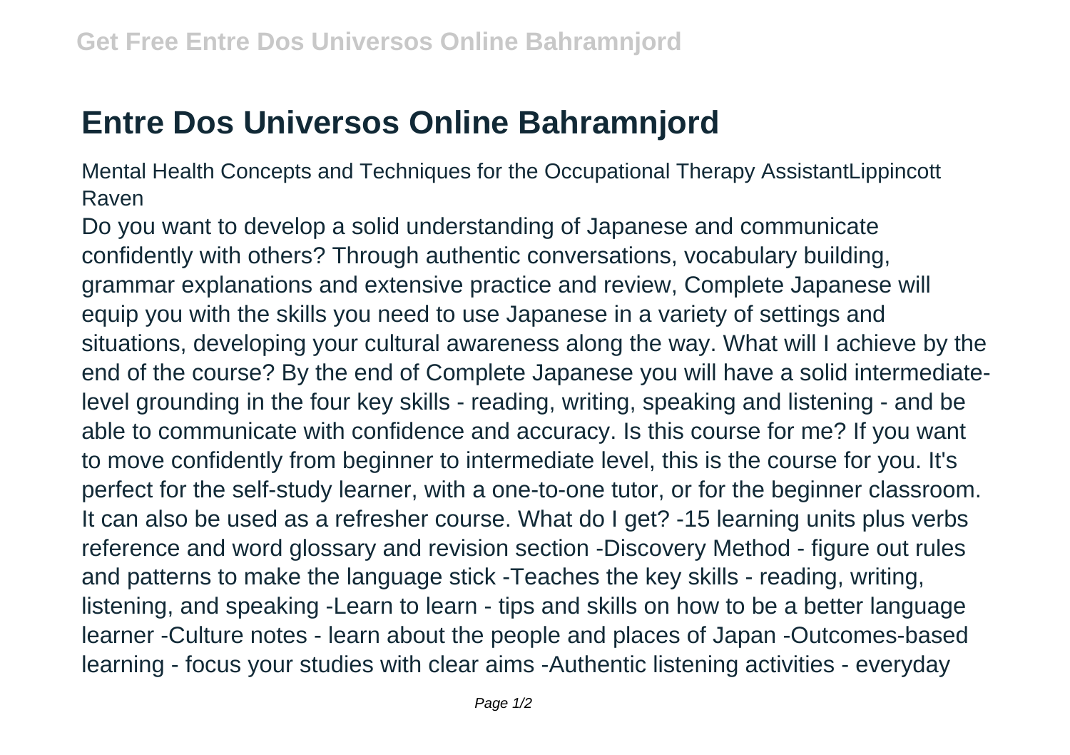# Entre Dos Universos Online Bahramnjord

Mental Health Concepts and Techniques for the Occupational Therapy AssistantLippincott Raven

Do you want to develop a solid understanding of Japanese and communicate confidently with others? Through authentic conversations, vocabulary building, grammar explanations and extensive practice and review, Complete Japanese will equip you with the skills you need to use Japanese in a variety of settings and situations, developing your cultural awareness along the way. What will I achieve by the end of the course? By the end of Complete Japanese you will have a solid intermediate-level grounding in the four key skills - reading, writing, speaking and listening - and be able to communicate with confidence and accuracy. Is this course for me? If you want to move confidently from beginner to intermediate level, this is the course for you. It's perfect for the self-study learner, with a one-to-one tutor, or for the beginner classroom. It can also be used as a refresher course. What do I get? -15 learning units plus verbs reference and word glossary and revision section -Discovery Method - figure out rules and patterns to make the language stick -Teaches the key skills - reading, writing, listening, and speaking -Learn to learn - tips and skills on how to be a better language learner -Culture notes - learn about the people and places of Japan -Outcomes-based learning - focus your studies with clear aims -Authentic listening activities - everyday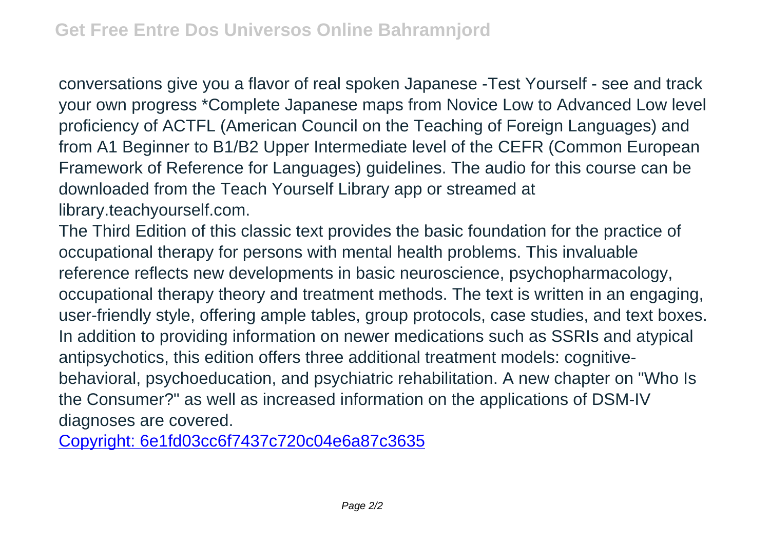conversations give you a flavor of real spoken Japanese -Test Yourself - see and track your own progress *Complete Japanese maps from Novice Low to Advanced Low level proficiency of ACTFL (American Council on the Teaching of Foreign Languages) and from A1 Beginner to B1/B2 Upper Intermediate level of the CEFR (Common European Framework of Reference for Languages) guidelines. The audio for this course can be downloaded from the Teach Yourself Library app or streamed at library.teachyourself.com.

The Third Edition of this classic text provides the basic foundation for the practice of occupational therapy for persons with mental health problems. This invaluable reference reflects new developments in basic neuroscience, psychopharmacology, occupational therapy theory and treatment methods. The text is written in an engaging, user-friendly style, offering ample tables, group protocols, case studies, and text boxes. In addition to providing information on newer medications such as SSRIs and atypical antipsychotics, this edition offers three additional treatment models: cognitive-behavioral, psychoeducation, and psychiatric rehabilitation. A new chapter on "Who Is the Consumer?" as well as increased information on the applications of DSM-IV diagnoses are covered.

Copyright: 6e1fd03cc6f7437c720c04e6a87c3635